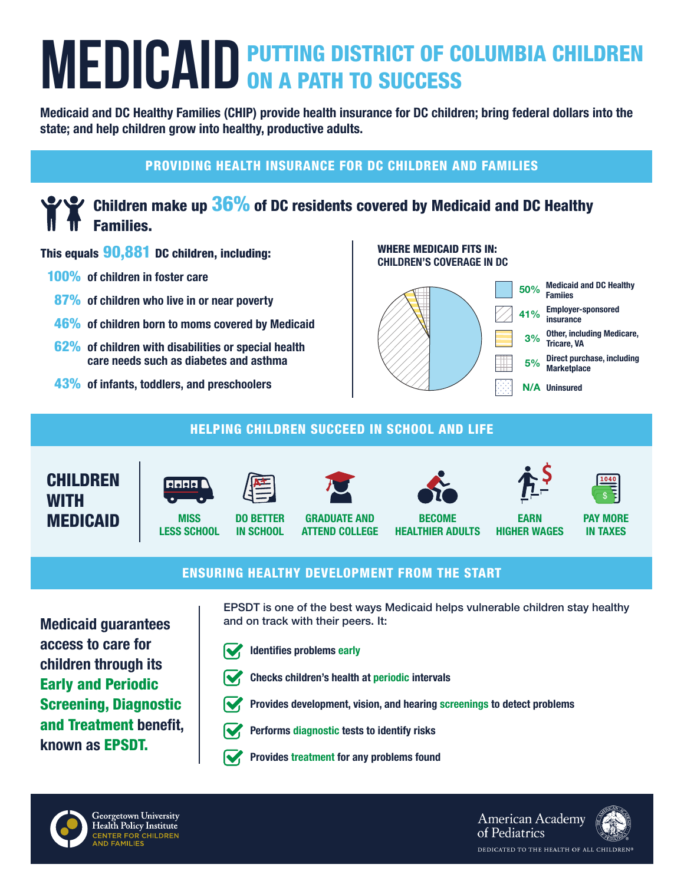# MEDICAID PUTTING DISTRICT OF COLUMBIA CHILDREN ON A PATH TO SUCCESS

**Medicaid and DC Healthy Families (CHIP) provide health insurance for DC children; bring federal dollars into the state; and help children grow into healthy, productive adults.**

## PROVIDING HEALTH INSURANCE FOR DC CHILDREN AND FAMILIES

### Children make up 36% of DC residents covered by Medicaid and DC Healthy Families.

**This equals 90,881 DC children, including:**

- **100%** of children in foster care
- **87%** of children who live in or near poverty
- **46%** of children born to moms covered by Medicaid
- **62%** of children with disabilities or special health care needs such as diabetes and asthma
- **43%** of infants, toddlers, and preschoolers

**WHERE MEDICAID FITS IN: CHILDREN'S COVERAGE IN DC**

| Share | Coverage type |
|---|---|
| 50% | Medicaid and DC Healthy Famiies |
| 41% | Employer-sponsored insurance |
| 3% | Other, including Medicare, Tricare, VA |
| 5% | Direct purchase, including Marketplace |
| N/A | Uninsured |

## HELPING CHILDREN SUCCEED IN SCHOOL AND LIFE

**CHILDREN WITH MEDICAID**

- MISS LESS SCHOOL
- DO BETTER IN SCHOOL
- GRADUATE AND ATTEND COLLEGE
- BECOME HEALTHIER ADULTS
- EARN HIGHER WAGES
- PAY MORE IN TAXES

## ENSURING HEALTHY DEVELOPMENT FROM THE START

**Medicaid guarantees access to care for children through its Early and Periodic Screening, Diagnostic and Treatment benefit, known as EPSDT.**

EPSDT is one of the best ways Medicaid helps vulnerable children stay healthy and on track with their peers. It:

- **Identifies problems early**
- **Checks children's health at periodic intervals**
- **Provides development, vision, and hearing screenings to detect problems**
- **Performs diagnostic tests to identify risks**
- **Provides treatment for any problems found**

Georgetown University Health Policy Institute CENTER FOR CHILDREN AND FAMILIES

American Academy of Pediatrics
DEDICATED TO THE HEALTH OF ALL CHILDREN®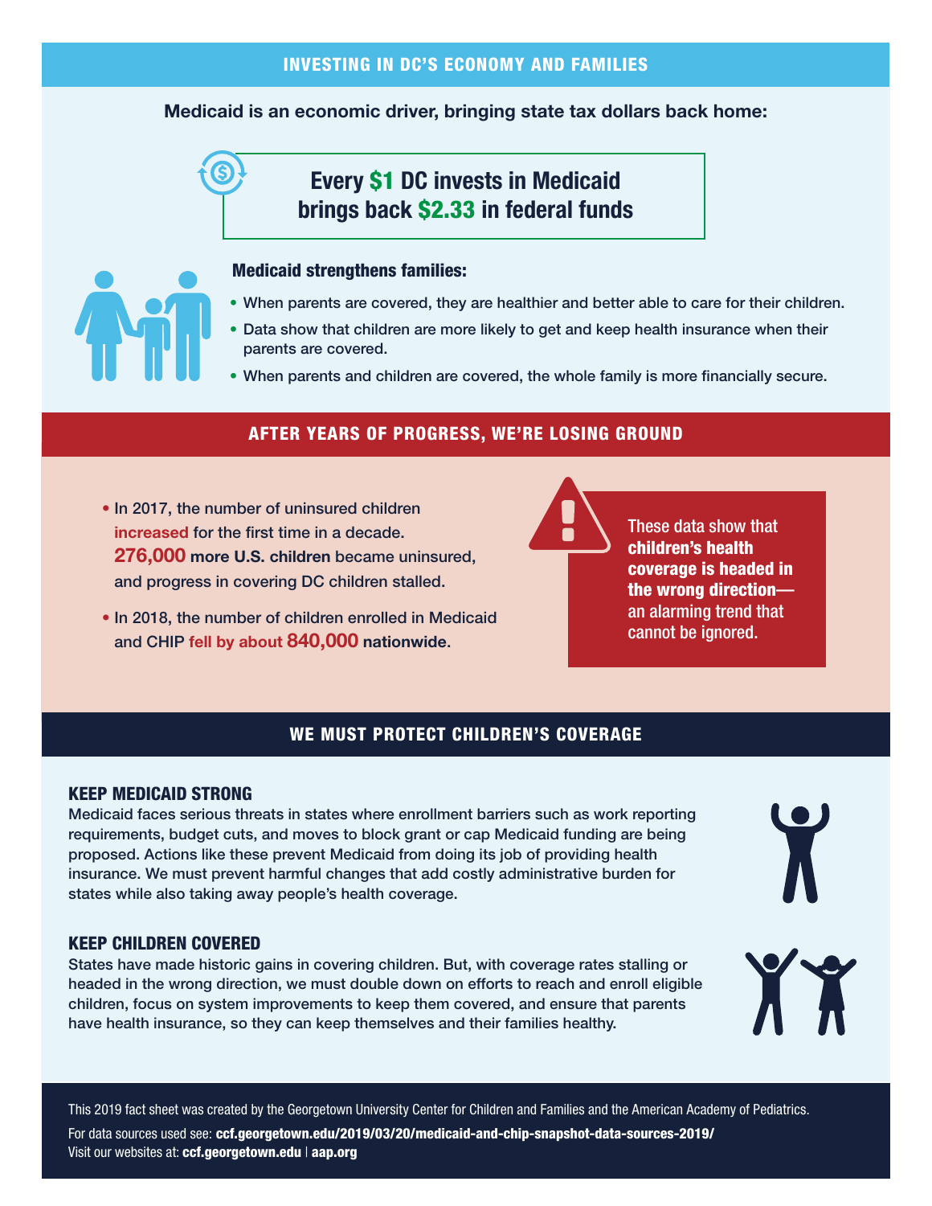## INVESTING IN DC'S ECONOMY AND FAMILIES

**Medicaid is an economic driver, bringing state tax dollars back home:**

**Every $1 DC invests in Medicaid brings back $2.33 in federal funds**

### Medicaid strengthens families:

- When parents are covered, they are healthier and better able to care for their children.
- Data show that children are more likely to get and keep health insurance when their parents are covered.
- When parents and children are covered, the whole family is more financially secure.

## AFTER YEARS OF PROGRESS, WE'RE LOSING GROUND

- In 2017, the number of uninsured children **increased** for the first time in a decade. **276,000 more U.S. children** became uninsured, and progress in covering DC children stalled.
- In 2018, the number of children enrolled in Medicaid and CHIP **fell by about 840,000 nationwide.**

These data show that **children's health coverage is headed in the wrong direction**—an alarming trend that cannot be ignored.

## WE MUST PROTECT CHILDREN'S COVERAGE

### KEEP MEDICAID STRONG

Medicaid faces serious threats in states where enrollment barriers such as work reporting requirements, budget cuts, and moves to block grant or cap Medicaid funding are being proposed. Actions like these prevent Medicaid from doing its job of providing health insurance. We must prevent harmful changes that add costly administrative burden for states while also taking away people's health coverage.

### KEEP CHILDREN COVERED

States have made historic gains in covering children. But, with coverage rates stalling or headed in the wrong direction, we must double down on efforts to reach and enroll eligible children, focus on system improvements to keep them covered, and ensure that parents have health insurance, so they can keep themselves and their families healthy.

This 2019 fact sheet was created by the Georgetown University Center for Children and Families and the American Academy of Pediatrics.

For data sources used see: **ccf.georgetown.edu/2019/03/20/medicaid-and-chip-snapshot-data-sources-2019/**

Visit our websites at: **ccf.georgetown.edu** | **aap.org**